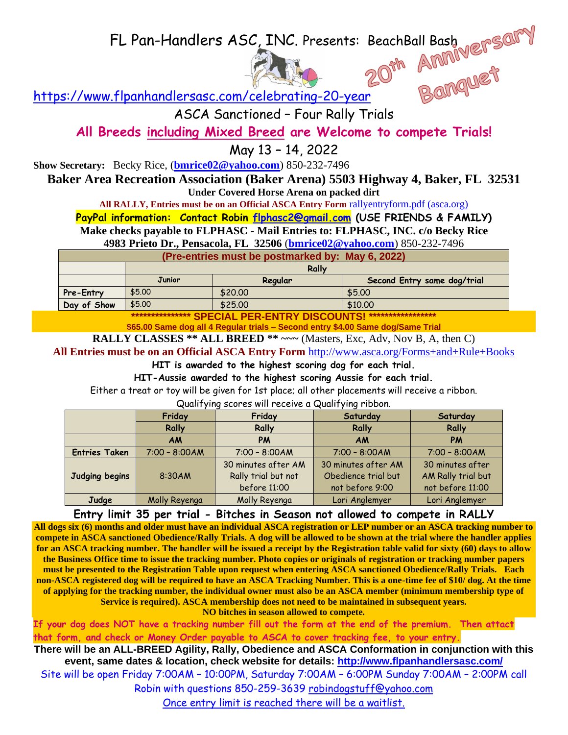# FL Pan-Handlers ASC, INC. Presents: BeachBall Bash

**20th Anniversary Banquet**

https://www.flpanhandlersasc.com/celebrating-20-year

## ASCA Sanctioned – Four Rally Trials

**All Breeds including Mixed Breed are Welcome to compete Trials!**

## May 13 – 14, 2022

**Show Secretary:** Becky Rice, (**bmrice02@yahoo.com**) 850-232-7496

**Baker Area Recreation Association (Baker Arena) 5503 Highway 4, Baker, FL 32531**

**Under Covered Horse Arena on packed dirt**

**All RALLY, Entries must be on an Official ASCA Entry Form** rallyentryform.pdf (asca.org)

**PayPal information: Contact Robin flphasc2@gmail.com (USE FRIENDS & FAMILY)**

**Make checks payable to FLPHASC - Mail Entries to: FLPHASC, INC. c/o Becky Rice**

**4983 Prieto Dr., Pensacola, FL 32506 (bmrice02@yahoo.com) 850-232-7496**

| (Pre-entries must be postmarked by: May 6, 2022) | | | |
|---|---|---|---|
| | Rally | | |
| | Junior | Regular | Second Entry same dog/trial |
| Pre-Entry | $5.00 | $20.00 | $5.00 |
| Day of Show | $5.00 | $25.00 | $10.00 |

**\*\*\*\*\*\*\*\*\*\*\*\*\*\*\* SPECIAL PER-ENTRY DISCOUNTS! \*\*\*\*\*\*\*\*\*\*\*\*\*\*\*\*\***

**$65.00 Same dog all 4 Regular trials – Second entry $4.00 Same dog/Same Trial**

**RALLY CLASSES \*\* ALL BREED \*\*** ~~~ (Masters, Exc, Adv, Nov B, A, then C)

**All Entries must be on an Official ASCA Entry Form** http://www.asca.org/Forms+and+Rule+Books

**HIT is awarded to the highest scoring dog for each trial.**

**HIT-Aussie awarded to the highest scoring Aussie for each trial.**

Either a treat or toy will be given for 1st place; all other placements will receive a ribbon.

Qualifying scores will receive a Qualifying ribbon.

| | Friday | Friday | Saturday | Saturday |
|---|---|---|---|---|
| | Rally | Rally | Rally | Rally |
| | AM | PM | AM | PM |
| Entries Taken | 7:00 – 8:00AM | 7:00 – 8:00AM | 7:00 – 8:00AM | 7:00 – 8:00AM |
| Judging begins | 8:30AM | 30 minutes after AM Rally trial but not before 11:00 | 30 minutes after AM Obedience trial but not before 9:00 | 30 minutes after AM Rally trial but not before 11:00 |
| Judge | Molly Reyenga | Molly Reyenga | Lori Anglemyer | Lori Anglemyer |

**Entry limit 35 per trial - Bitches in Season not allowed to compete in RALLY**

**All dogs six (6) months and older must have an individual ASCA registration or LEP number or an ASCA tracking number to compete in ASCA sanctioned Obedience/Rally Trials. A dog will be allowed to be shown at the trial where the handler applies for an ASCA tracking number. The handler will be issued a receipt by the Registration table valid for sixty (60) days to allow the Business Office time to issue the tracking number. Photo copies or originals of registration or tracking number papers must be presented to the Registration Table upon request when entering ASCA sanctioned Obedience/Rally Trials. Each non-ASCA registered dog will be required to have an ASCA Tracking Number. This is a one-time fee of $10/ dog. At the time of applying for the tracking number, the individual owner must also be an ASCA member (minimum membership type of Service is required). ASCA membership does not need to be maintained in subsequent years.**

**NO bitches in season allowed to compete.**

**If your dog does NOT have a tracking number fill out the form at the end of the premium. Then attact that form, and check or Money Order payable to ASCA to cover tracking fee, to your entry.**

**There will be an ALL-BREED Agility, Rally, Obedience and ASCA Conformation in conjunction with this event, same dates & location, check website for details: http://www.flpanhandlersasc.com/**

Site will be open Friday 7:00AM – 10:00PM, Saturday 7:00AM – 6:00PM Sunday 7:00AM – 2:00PM call Robin with questions 850-259-3639 robindogstuff@yahoo.com

Once entry limit is reached there will be a waitlist.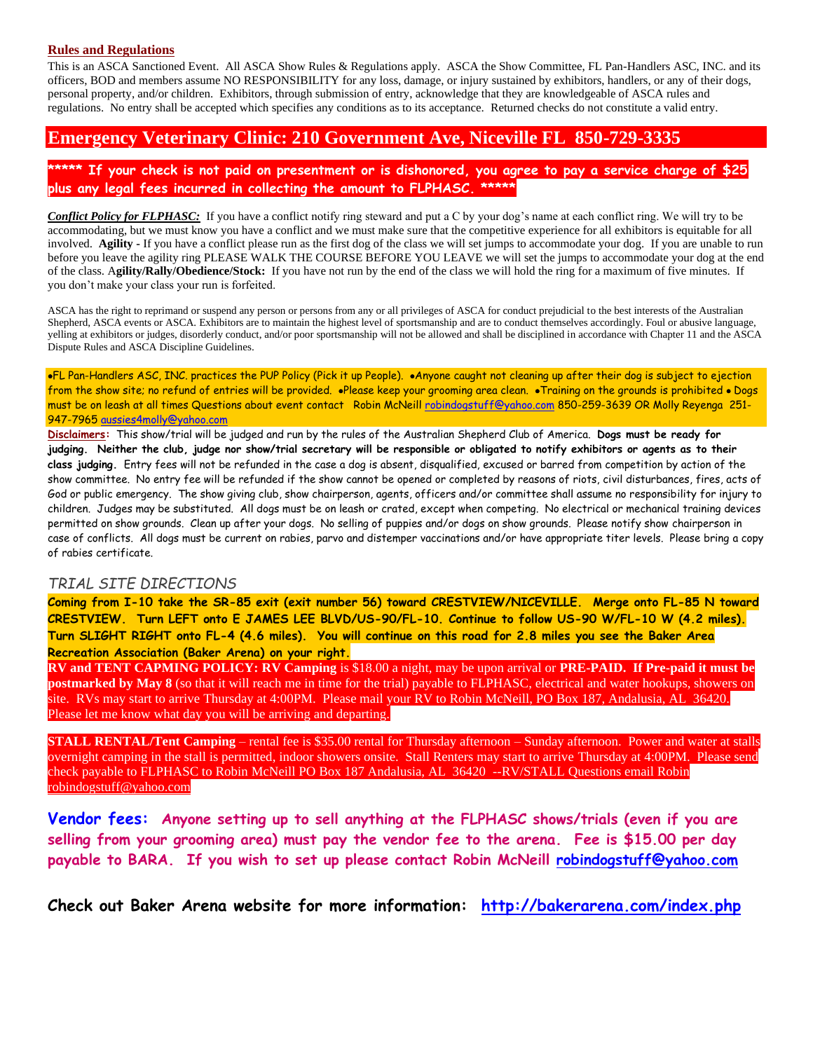## Rules and Regulations

This is an ASCA Sanctioned Event. All ASCA Show Rules & Regulations apply. ASCA the Show Committee, FL Pan-Handlers ASC, INC. and its officers, BOD and members assume NO RESPONSIBILITY for any loss, damage, or injury sustained by exhibitors, handlers, or any of their dogs, personal property, and/or children. Exhibitors, through submission of entry, acknowledge that they are knowledgeable of ASCA rules and regulations. No entry shall be accepted which specifies any conditions as to its acceptance. Returned checks do not constitute a valid entry.

## Emergency Veterinary Clinic: 210 Government Ave, Niceville FL 850-729-3335

**\*\*\*\*\* If your check is not paid on presentment or is dishonored, you agree to pay a service charge of $25 plus any legal fees incurred in collecting the amount to FLPHASC. \*\*\*\*\***

***Conflict Policy for FLPHASC:*** If you have a conflict notify ring steward and put a C by your dog's name at each conflict ring. We will try to be accommodating, but we must know you have a conflict and we must make sure that the competitive experience for all exhibitors is equitable for all involved. **Agility -** If you have a conflict please run as the first dog of the class we will set jumps to accommodate your dog. If you are unable to run before you leave the agility ring PLEASE WALK THE COURSE BEFORE YOU LEAVE we will set the jumps to accommodate your dog at the end of the class. **Agility/Rally/Obedience/Stock:** If you have not run by the end of the class we will hold the ring for a maximum of five minutes. If you don't make your class your run is forfeited.

ASCA has the right to reprimand or suspend any person or persons from any or all privileges of ASCA for conduct prejudicial to the best interests of the Australian Shepherd, ASCA events or ASCA. Exhibitors are to maintain the highest level of sportsmanship and are to conduct themselves accordingly. Foul or abusive language, yelling at exhibitors or judges, disorderly conduct, and/or poor sportsmanship will not be allowed and shall be disciplined in accordance with Chapter 11 and the ASCA Dispute Rules and ASCA Discipline Guidelines.

•FL Pan-Handlers ASC, INC. practices the PUP Policy (Pick it up People). •Anyone caught not cleaning up after their dog is subject to ejection from the show site; no refund of entries will be provided. •Please keep your grooming area clean. •Training on the grounds is prohibited • Dogs must be on leash at all times Questions about event contact Robin McNeill robindogstuff@yahoo.com 850-259-3639 OR Molly Reyenga 251-947-7965 aussies4molly@yahoo.com

**Disclaimers:** This show/trial will be judged and run by the rules of the Australian Shepherd Club of America. **Dogs must be ready for judging. Neither the club, judge nor show/trial secretary will be responsible or obligated to notify exhibitors or agents as to their class judging.** Entry fees will not be refunded in the case a dog is absent, disqualified, excused or barred from competition by action of the show committee. No entry fee will be refunded if the show cannot be opened or completed by reasons of riots, civil disturbances, fires, acts of God or public emergency. The show giving club, show chairperson, agents, officers and/or committee shall assume no responsibility for injury to children. Judges may be substituted. All dogs must be on leash or crated, except when competing. No electrical or mechanical training devices permitted on show grounds. Clean up after your dogs. No selling of puppies and/or dogs on show grounds. Please notify show chairperson in case of conflicts. All dogs must be current on rabies, parvo and distemper vaccinations and/or have appropriate titer levels. Please bring a copy of rabies certificate.

### *TRIAL SITE DIRECTIONS*

**Coming from I-10 take the SR-85 exit (exit number 56) toward CRESTVIEW/NICEVILLE. Merge onto FL-85 N toward CRESTVIEW. Turn LEFT onto E JAMES LEE BLVD/US-90/FL-10. Continue to follow US-90 W/FL-10 W (4.2 miles). Turn SLIGHT RIGHT onto FL-4 (4.6 miles). You will continue on this road for 2.8 miles you see the Baker Area Recreation Association (Baker Arena) on your right.**

**RV and TENT CAPMING POLICY: RV Camping** is $18.00 a night, may be upon arrival or **PRE-PAID. If Pre-paid it must be postmarked by May 8** (so that it will reach me in time for the trial) payable to FLPHASC, electrical and water hookups, showers on site. RVs may start to arrive Thursday at 4:00PM. Please mail your RV to Robin McNeill, PO Box 187, Andalusia, AL 36420. Please let me know what day you will be arriving and departing.

**STALL RENTAL/Tent Camping** – rental fee is $35.00 rental for Thursday afternoon – Sunday afternoon. Power and water at stalls overnight camping in the stall is permitted, indoor showers onsite. Stall Renters may start to arrive Thursday at 4:00PM. Please send check payable to FLPHASC to Robin McNeill PO Box 187 Andalusia, AL 36420 --RV/STALL Questions email Robin robindogstuff@yahoo.com

**Vendor fees: Anyone setting up to sell anything at the FLPHASC shows/trials (even if you are selling from your grooming area) must pay the vendor fee to the arena. Fee is $15.00 per day payable to BARA. If you wish to set up please contact Robin McNeill robindogstuff@yahoo.com**

**Check out Baker Arena website for more information: http://bakerarena.com/index.php**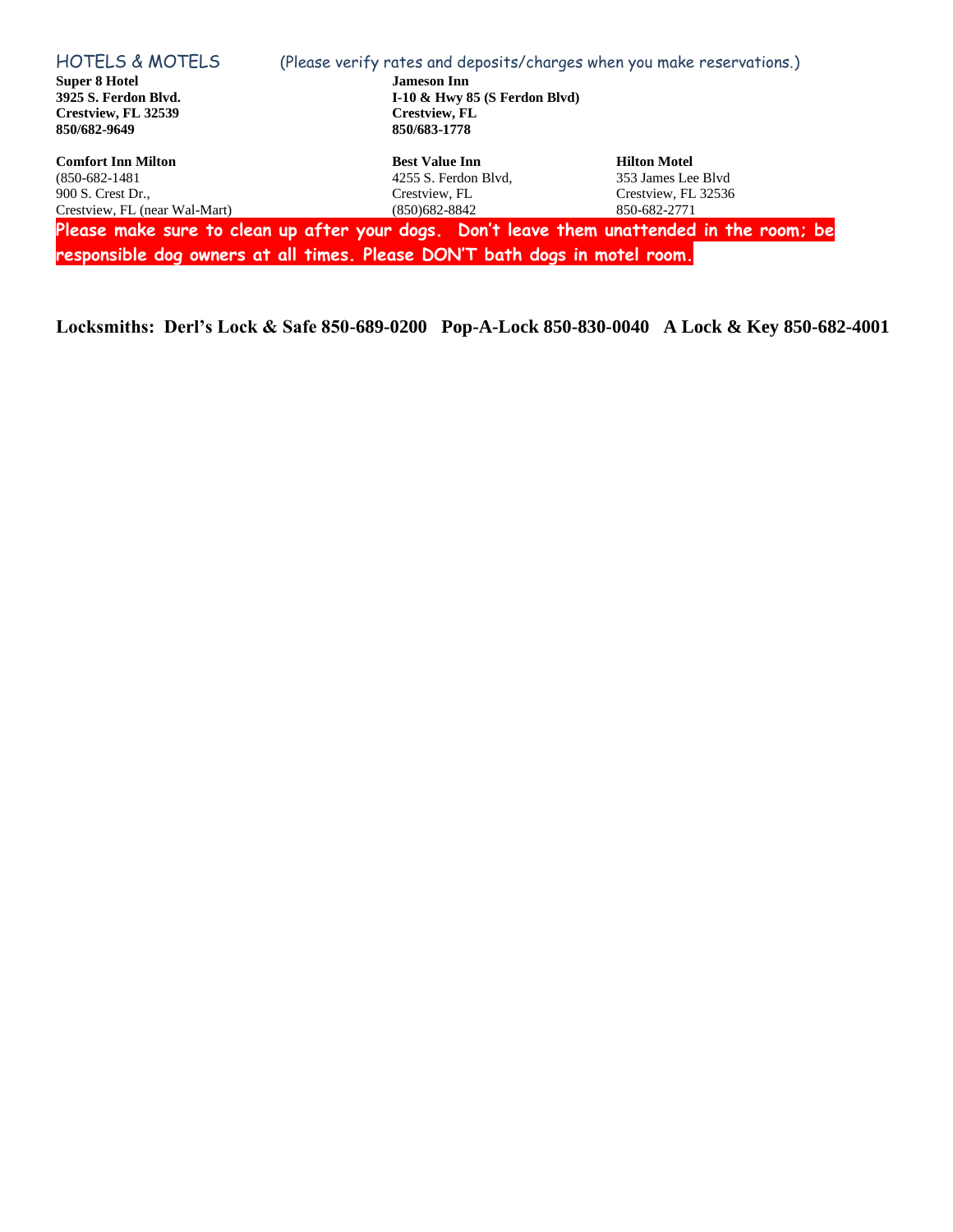## HOTELS & MOTELS (Please verify rates and deposits/charges when you make reservations.)

**Super 8 Hotel**
**3925 S. Ferdon Blvd.**
**Crestview, FL 32539**
**850/682-9649**

**Jameson Inn**
**I-10 & Hwy 85 (S Ferdon Blvd)**
**Crestview, FL**
**850/683-1778**

**Comfort Inn Milton**
(850-682-1481
900 S. Crest Dr.,
Crestview, FL (near Wal-Mart)

**Best Value Inn**
4255 S. Ferdon Blvd,
Crestview, FL
(850)682-8842

**Hilton Motel**
353 James Lee Blvd
Crestview, FL 32536
850-682-2771

**Please make sure to clean up after your dogs. Don't leave them unattended in the room; be responsible dog owners at all times. Please DON'T bath dogs in motel room.**

**Locksmiths: Derl's Lock & Safe 850-689-0200 Pop-A-Lock 850-830-0040 A Lock & Key 850-682-4001**